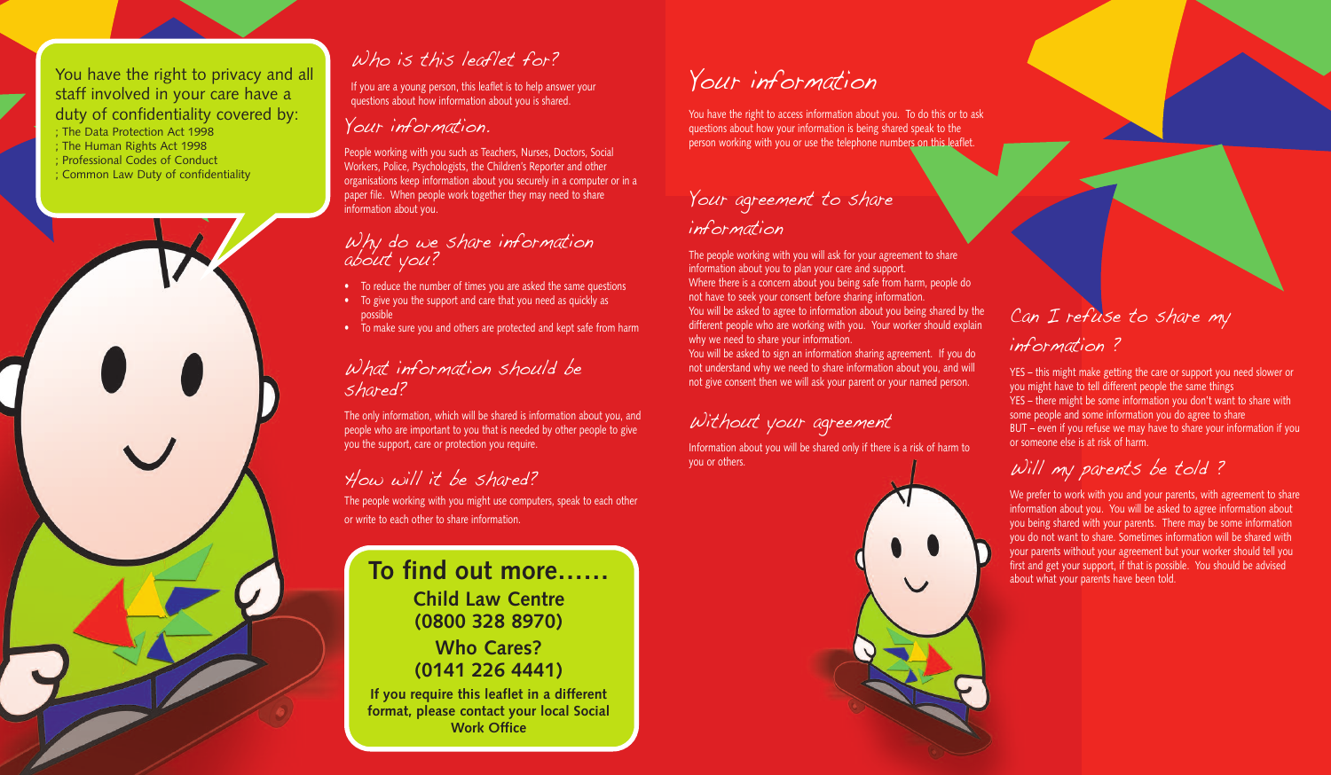You have the right to privacy and all staff involved in your care have a duty of confidentiality covered by:

- The Data Protection Act 1998
- The Human Rights Act 1998
- Professional Codes of Conduct
- Common Law Duty of confidentiality

## Who is this leaflet for?

If you are a young person, this leaflet is to help answer your questions about how information about you is shared.

## Your information.

People working with you such as Teachers, Nurses, Doctors, Social Workers, Police, Psychologists, the Children's Reporter and other organisations keep information about you securely in a computer or in a paper file. When people work together they may need to share information about you.

## Why do we share information about you?

- To reduce the number of times you are asked the same questions
- To give you the support and care that you need as quickly as possible
- To make sure you and others are protected and kept safe from harm

## What information should be shared?

The only information, which will be shared is information about you, and people who are important to you that is needed by other people to give you the support, care or protection you require.

## How will it be shared?

The people working with you might use computers, speak to each other or write to each other to share information.

## To find out more……

**Child Law Centre (0800 328 8970)**

**Who Cares? (0141 226 4441)**

**If you require this leaflet in a different format, please contact your local Social Work Office**

## Your information

You have the right to access information about you. To do this or to ask questions about how your information is being shared speak to the person working with you or use the telephone numbers on this leaflet.

## Your agreement to share information

The people working with you will ask for your agreement to share information about you to plan your care and support.

Where there is a concern about you being safe from harm, people do not have to seek your consent before sharing information.

You will be asked to agree to information about you being shared by the different people who are working with you. Your worker should explain why we need to share your information.

You will be asked to sign an information sharing agreement. If you do not understand why we need to share information about you, and will not give consent then we will ask your parent or your named person.

## Without your agreement

Information about you will be shared only if there is a risk of harm to you or others.

## Can I refuse to share my information ?

YES – this might make getting the care or support you need slower or you might have to tell different people the same things

YES – there might be some information you don't want to share with some people and some information you do agree to share

BUT – even if you refuse we may have to share your information if you or someone else is at risk of harm.

## Will my parents be told ?

We prefer to work with you and your parents, with agreement to share information about you. You will be asked to agree information about you being shared with your parents. There may be some information you do not want to share. Sometimes information will be shared with your parents without your agreement but your worker should tell you first and get your support, if that is possible. You should be advised about what your parents have been told.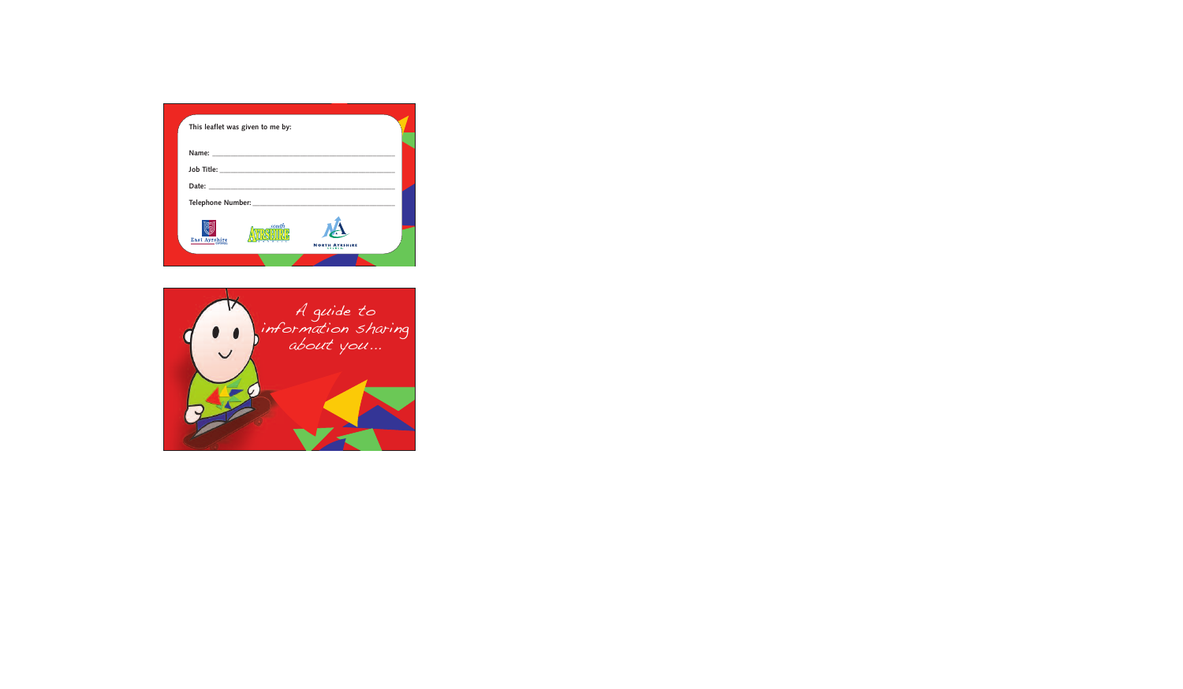This leaflet was given to me by:

Name: ___________________________________________

Job Title: ________________________________________

Date: ___________________________________________

Telephone Number: _________________________________

East Ayrshire Council

South Ayrshire Council

North Ayrshire Council

*A guide to information sharing about you...*